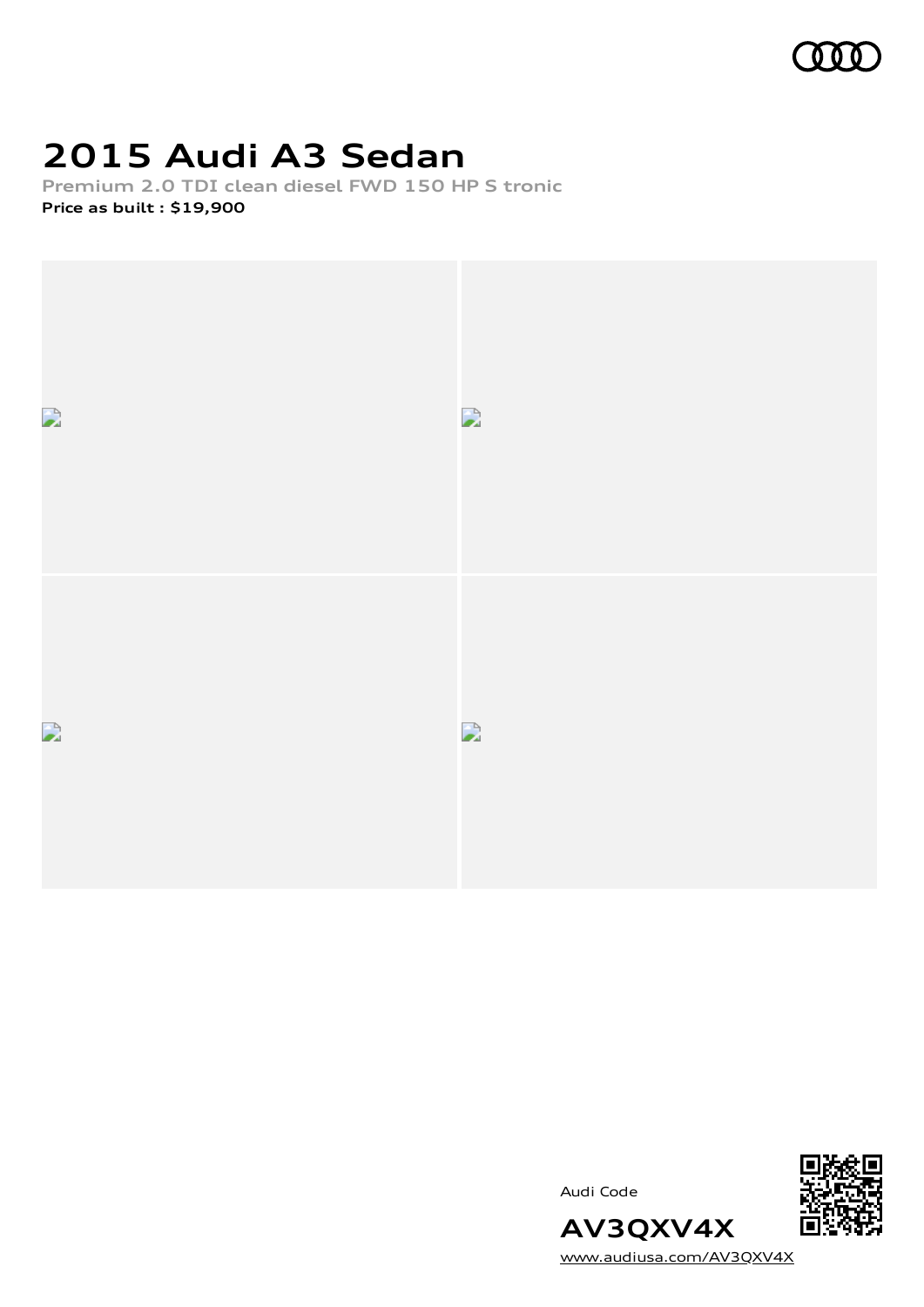# 2015 Audi A3 Sedan

Premium 2.0 TDI clean diesel FWD 150 HP S tronic

**Price as built : $19,900**

Audi Code

**AV3QXV4X**

www.audiusa.com/AV3QXV4X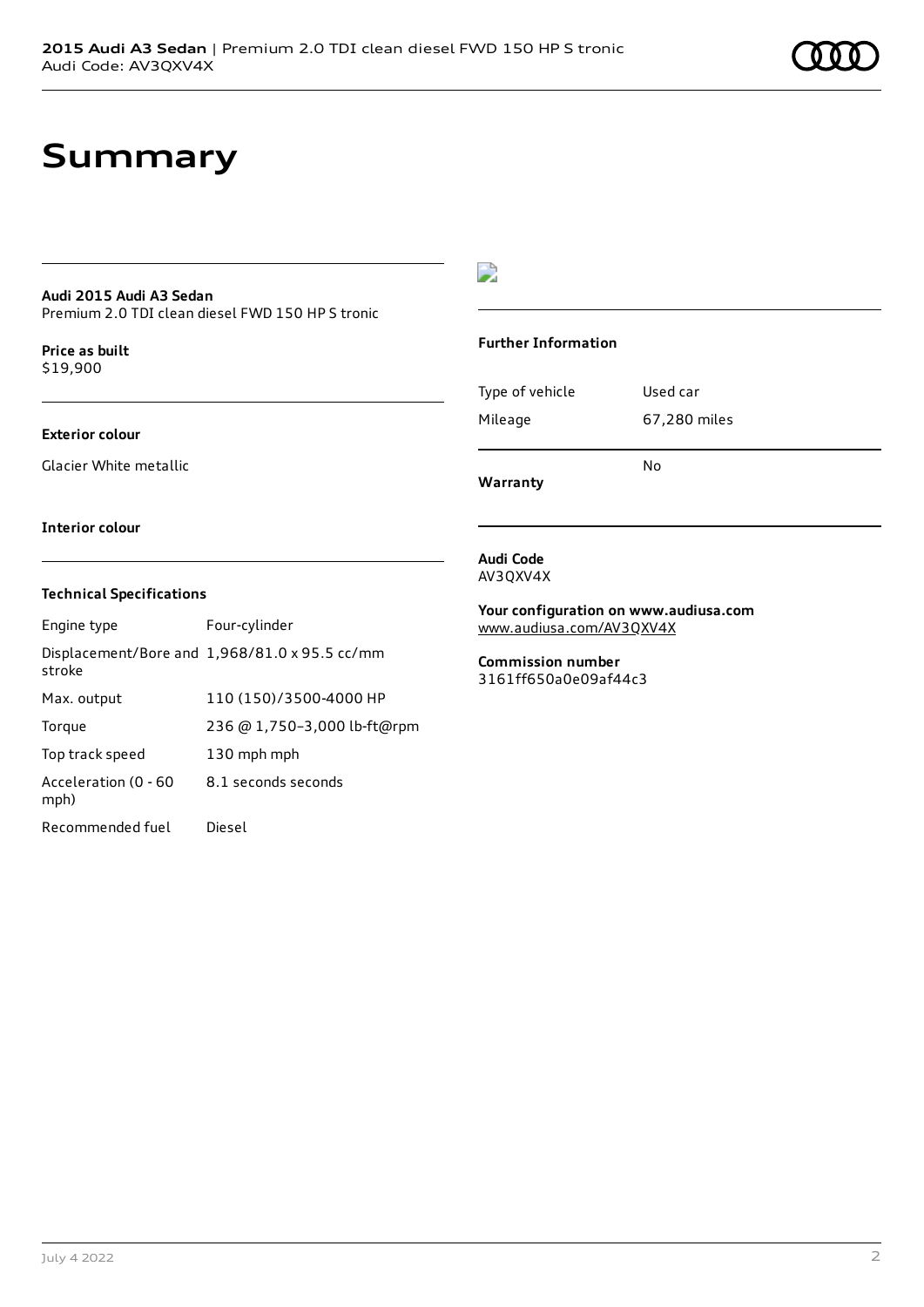# Summary

**Audi 2015 Audi A3 Sedan**
Premium 2.0 TDI clean diesel FWD 150 HP S tronic

**Price as built**
$19,900

**Exterior colour**

Glacier White metallic

**Interior colour**

### Technical Specifications

| | |
|---|---|
| Engine type | Four-cylinder |
| Displacement/Bore and stroke | 1,968/81.0 x 95.5 cc/mm |
| Max. output | 110 (150)/3500-4000 HP |
| Torque | 236 @ 1,750–3,000 lb-ft@rpm |
| Top track speed | 130 mph mph |
| Acceleration (0 - 60 mph) | 8.1 seconds seconds |
| Recommended fuel | Diesel |

### Further Information

| | |
|---|---|
| Type of vehicle | Used car |
| Mileage | 67,280 miles |
| **Warranty** | No |

**Audi Code**
AV3QXV4X

**Your configuration on www.audiusa.com**
www.audiusa.com/AV3QXV4X

**Commission number**
3161ff650a0e09af44c3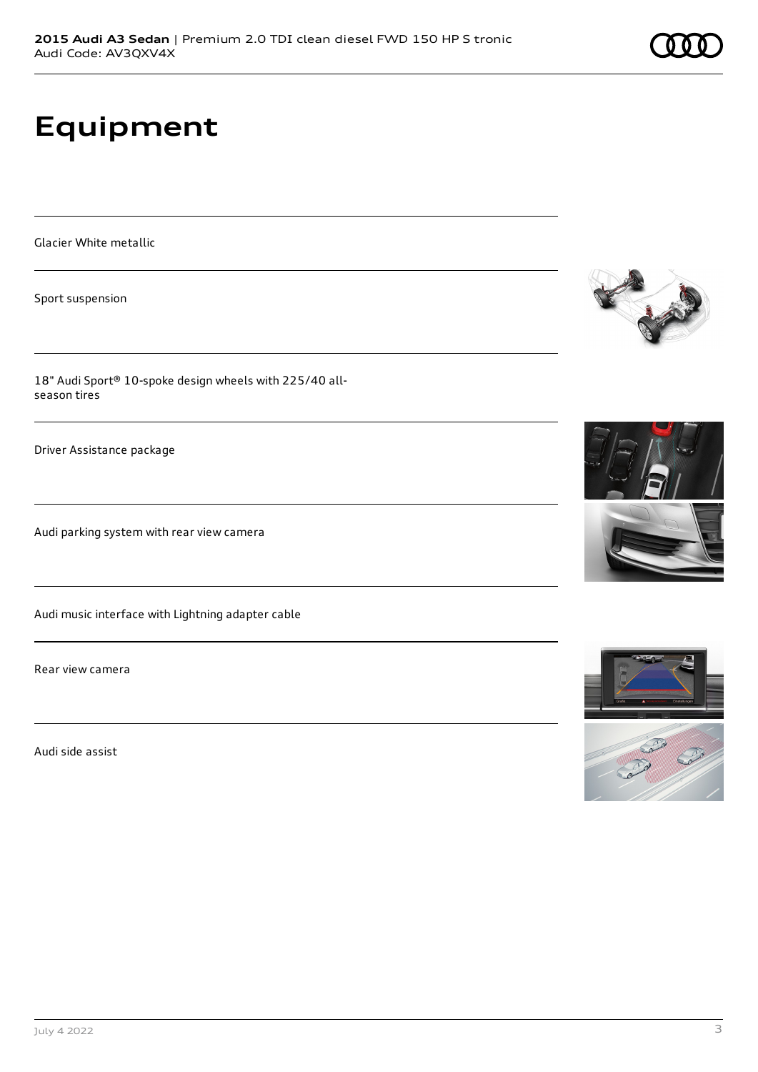# Equipment

Glacier White metallic

Sport suspension

18" Audi Sport® 10-spoke design wheels with 225/40 all-season tires

Driver Assistance package

Audi parking system with rear view camera

Audi music interface with Lightning adapter cable

Rear view camera

Audi side assist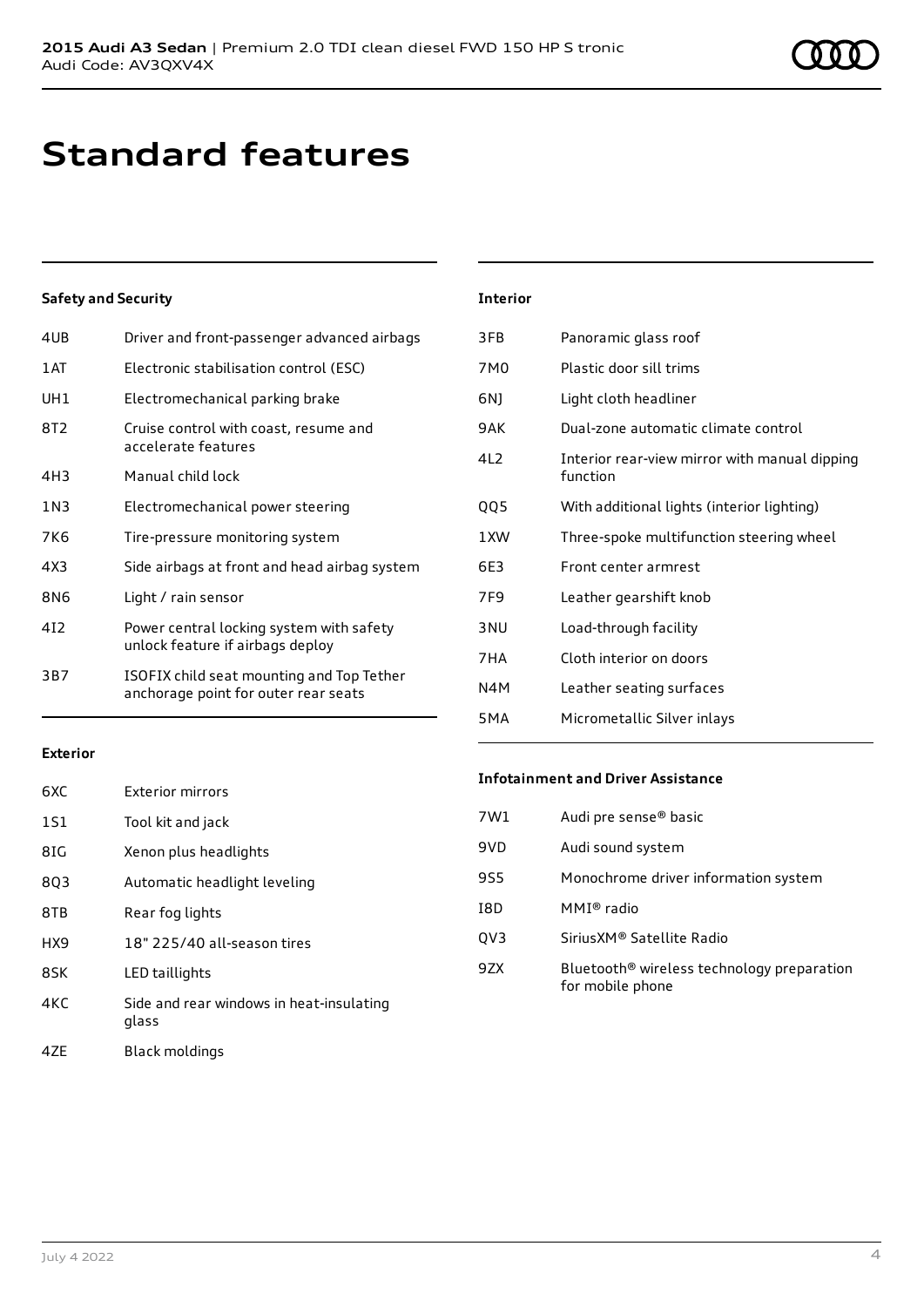# Standard features

### Safety and Security

| | |
|---|---|
| 4UB | Driver and front-passenger advanced airbags |
| 1AT | Electronic stabilisation control (ESC) |
| UH1 | Electromechanical parking brake |
| 8T2 | Cruise control with coast, resume and accelerate features |
| 4H3 | Manual child lock |
| 1N3 | Electromechanical power steering |
| 7K6 | Tire-pressure monitoring system |
| 4X3 | Side airbags at front and head airbag system |
| 8N6 | Light / rain sensor |
| 4I2 | Power central locking system with safety unlock feature if airbags deploy |
| 3B7 | ISOFIX child seat mounting and Top Tether anchorage point for outer rear seats |

### Exterior

| | |
|---|---|
| 6XC | Exterior mirrors |
| 1S1 | Tool kit and jack |
| 8IG | Xenon plus headlights |
| 8Q3 | Automatic headlight leveling |
| 8TB | Rear fog lights |
| HX9 | 18" 225/40 all-season tires |
| 8SK | LED taillights |
| 4KC | Side and rear windows in heat-insulating glass |
| 4ZE | Black moldings |

### Interior

| | |
|---|---|
| 3FB | Panoramic glass roof |
| 7M0 | Plastic door sill trims |
| 6NJ | Light cloth headliner |
| 9AK | Dual-zone automatic climate control |
| 4L2 | Interior rear-view mirror with manual dipping function |
| QQ5 | With additional lights (interior lighting) |
| 1XW | Three-spoke multifunction steering wheel |
| 6E3 | Front center armrest |
| 7F9 | Leather gearshift knob |
| 3NU | Load-through facility |
| 7HA | Cloth interior on doors |
| N4M | Leather seating surfaces |
| 5MA | Micrometallic Silver inlays |

### Infotainment and Driver Assistance

| | |
|---|---|
| 7W1 | Audi pre sense® basic |
| 9VD | Audi sound system |
| 9S5 | Monochrome driver information system |
| I8D | MMI® radio |
| QV3 | SiriusXM® Satellite Radio |
| 9ZX | Bluetooth® wireless technology preparation for mobile phone |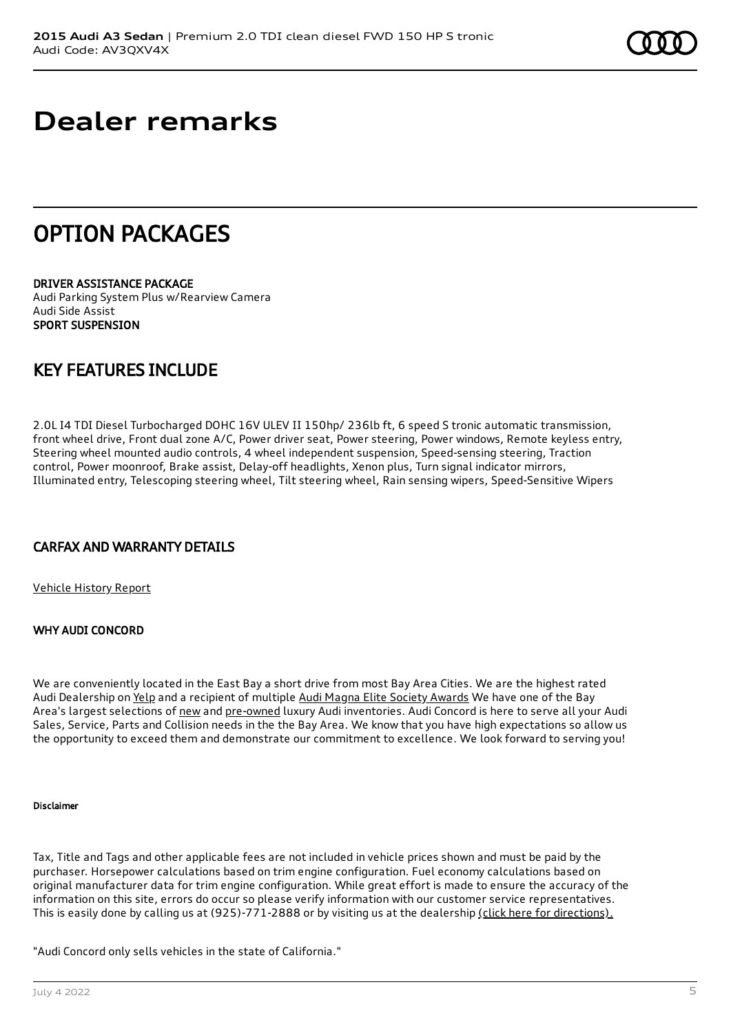# Dealer remarks

## OPTION PACKAGES

DRIVER ASSISTANCE PACKAGE
Audi Parking System Plus w/Rearview Camera
Audi Side Assist
**SPORT SUSPENSION**

## KEY FEATURES INCLUDE

2.0L I4 TDI Diesel Turbocharged DOHC 16V ULEV II 150hp/ 236lb ft, 6 speed S tronic automatic transmission, front wheel drive, Front dual zone A/C, Power driver seat, Power steering, Power windows, Remote keyless entry, Steering wheel mounted audio controls, 4 wheel independent suspension, Speed-sensing steering, Traction control, Power moonroof, Brake assist, Delay-off headlights, Xenon plus, Turn signal indicator mirrors, Illuminated entry, Telescoping steering wheel, Tilt steering wheel, Rain sensing wipers, Speed-Sensitive Wipers

### CARFAX AND WARRANTY DETAILS

Vehicle History Report

#### WHY AUDI CONCORD

We are conveniently located in the East Bay a short drive from most Bay Area Cities. We are the highest rated Audi Dealership on Yelp and a recipient of multiple Audi Magna Elite Society Awards We have one of the Bay Area's largest selections of new and pre-owned luxury Audi inventories. Audi Concord is here to serve all your Audi Sales, Service, Parts and Collision needs in the the Bay Area. We know that you have high expectations so allow us the opportunity to exceed them and demonstrate our commitment to excellence. We look forward to serving you!

##### Disclaimer

Tax, Title and Tags and other applicable fees are not included in vehicle prices shown and must be paid by the purchaser. Horsepower calculations based on trim engine configuration. Fuel economy calculations based on original manufacturer data for trim engine configuration. While great effort is made to ensure the accuracy of the information on this site, errors do occur so please verify information with our customer service representatives. This is easily done by calling us at (925)-771-2888 or by visiting us at the dealership (click here for directions).

"Audi Concord only sells vehicles in the state of California."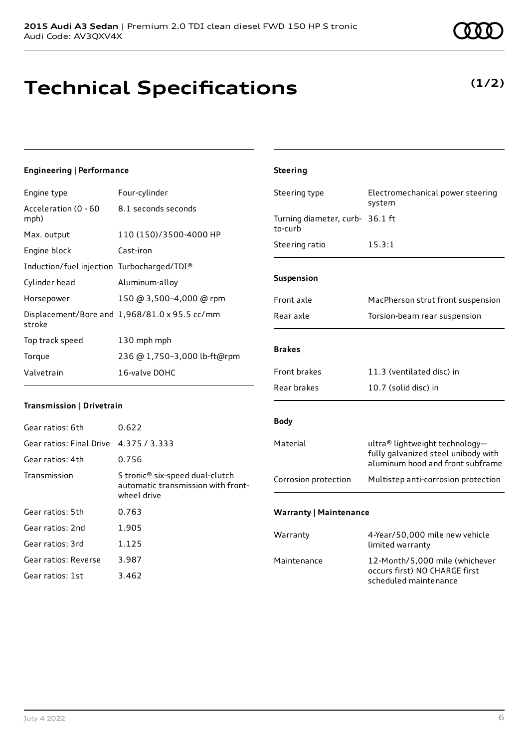# Technical Specifications

**(1/2)**

### Engineering | Performance

| | |
|---|---|
| Engine type | Four-cylinder |
| Acceleration (0 - 60 mph) | 8.1 seconds seconds |
| Max. output | 110 (150)/3500-4000 HP |
| Engine block | Cast-iron |
| Induction/fuel injection | Turbocharged/TDI® |
| Cylinder head | Aluminum-alloy |
| Horsepower | 150 @ 3,500–4,000 @ rpm |
| Displacement/Bore and stroke | 1,968/81.0 x 95.5 cc/mm |
| Top track speed | 130 mph mph |
| Torque | 236 @ 1,750–3,000 lb-ft@rpm |
| Valvetrain | 16-valve DOHC |

### Transmission | Drivetrain

| | |
|---|---|
| Gear ratios: 6th | 0.622 |
| Gear ratios: Final Drive | 4.375 / 3.333 |
| Gear ratios: 4th | 0.756 |
| Transmission | S tronic® six-speed dual-clutch automatic transmission with front-wheel drive |
| Gear ratios: 5th | 0.763 |
| Gear ratios: 2nd | 1.905 |
| Gear ratios: 3rd | 1.125 |
| Gear ratios: Reverse | 3.987 |
| Gear ratios: 1st | 3.462 |

### Steering

| | |
|---|---|
| Steering type | Electromechanical power steering system |
| Turning diameter, curb-to-curb | 36.1 ft |
| Steering ratio | 15.3:1 |

### Suspension

| | |
|---|---|
| Front axle | MacPherson strut front suspension |
| Rear axle | Torsion-beam rear suspension |

### Brakes

| | |
|---|---|
| Front brakes | 11.3 (ventilated disc) in |
| Rear brakes | 10.7 (solid disc) in |

### Body

| | |
|---|---|
| Material | ultra® lightweight technology—fully galvanized steel unibody with aluminum hood and front subframe |
| Corrosion protection | Multistep anti-corrosion protection |

### Warranty | Maintenance

| | |
|---|---|
| Warranty | 4-Year/50,000 mile new vehicle limited warranty |
| Maintenance | 12-Month/5,000 mile (whichever occurs first) NO CHARGE first scheduled maintenance |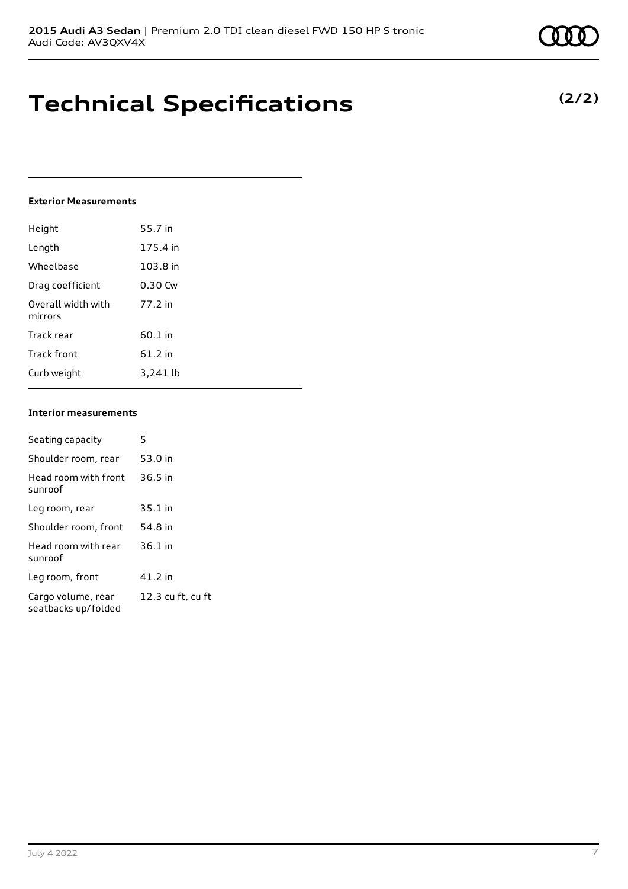# Technical Specifications

**(2/2)**

#### Exterior Measurements

| | |
|---|---|
| Height | 55.7 in |
| Length | 175.4 in |
| Wheelbase | 103.8 in |
| Drag coefficient | 0.30 Cw |
| Overall width with mirrors | 77.2 in |
| Track rear | 60.1 in |
| Track front | 61.2 in |
| Curb weight | 3,241 lb |

#### Interior measurements

| | |
|---|---|
| Seating capacity | 5 |
| Shoulder room, rear | 53.0 in |
| Head room with front sunroof | 36.5 in |
| Leg room, rear | 35.1 in |
| Shoulder room, front | 54.8 in |
| Head room with rear sunroof | 36.1 in |
| Leg room, front | 41.2 in |
| Cargo volume, rear seatbacks up/folded | 12.3 cu ft, cu ft |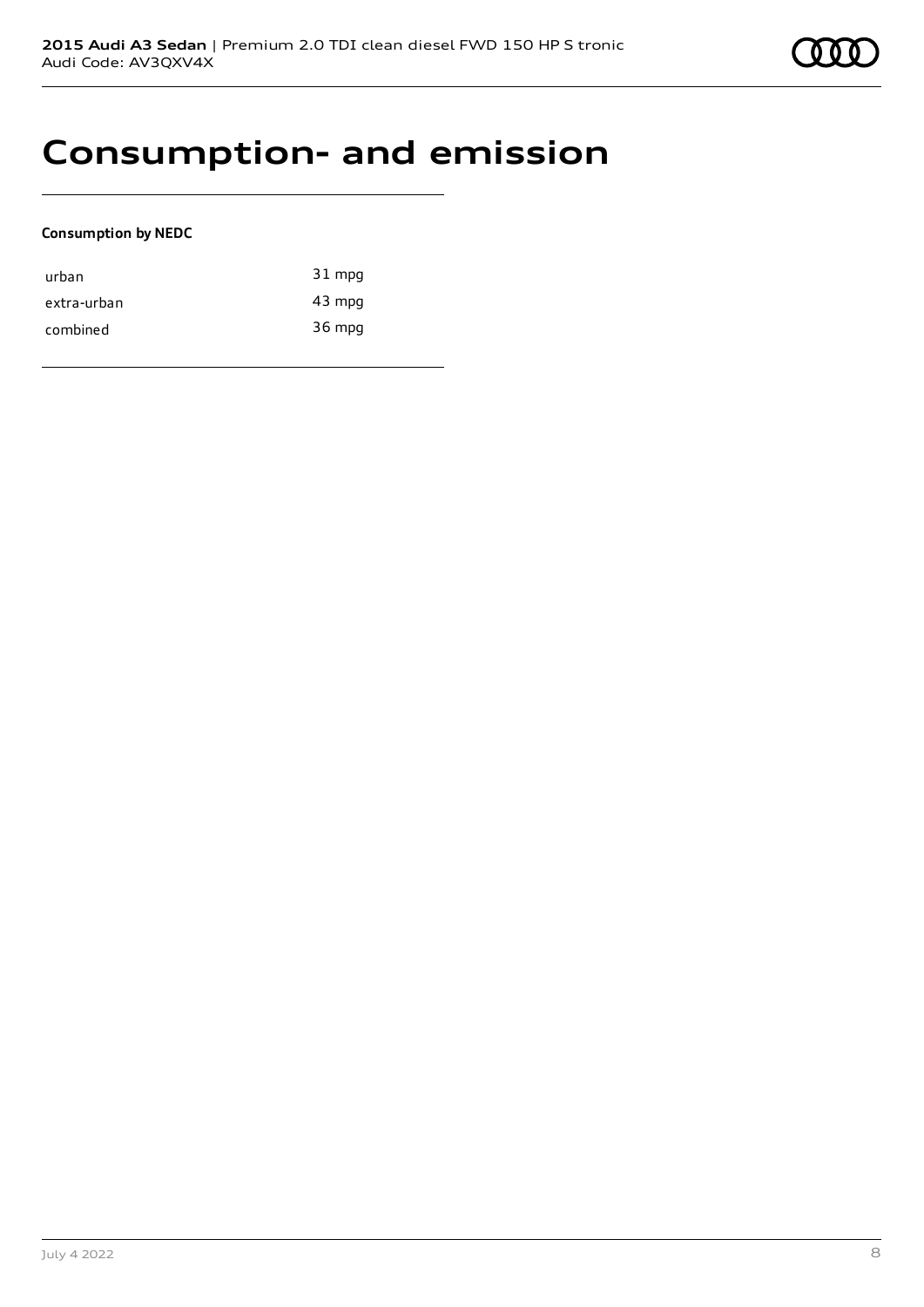# Consumption- and emission

**Consumption by NEDC**

| | |
|---|---|
| urban | 31 mpg |
| extra-urban | 43 mpg |
| combined | 36 mpg |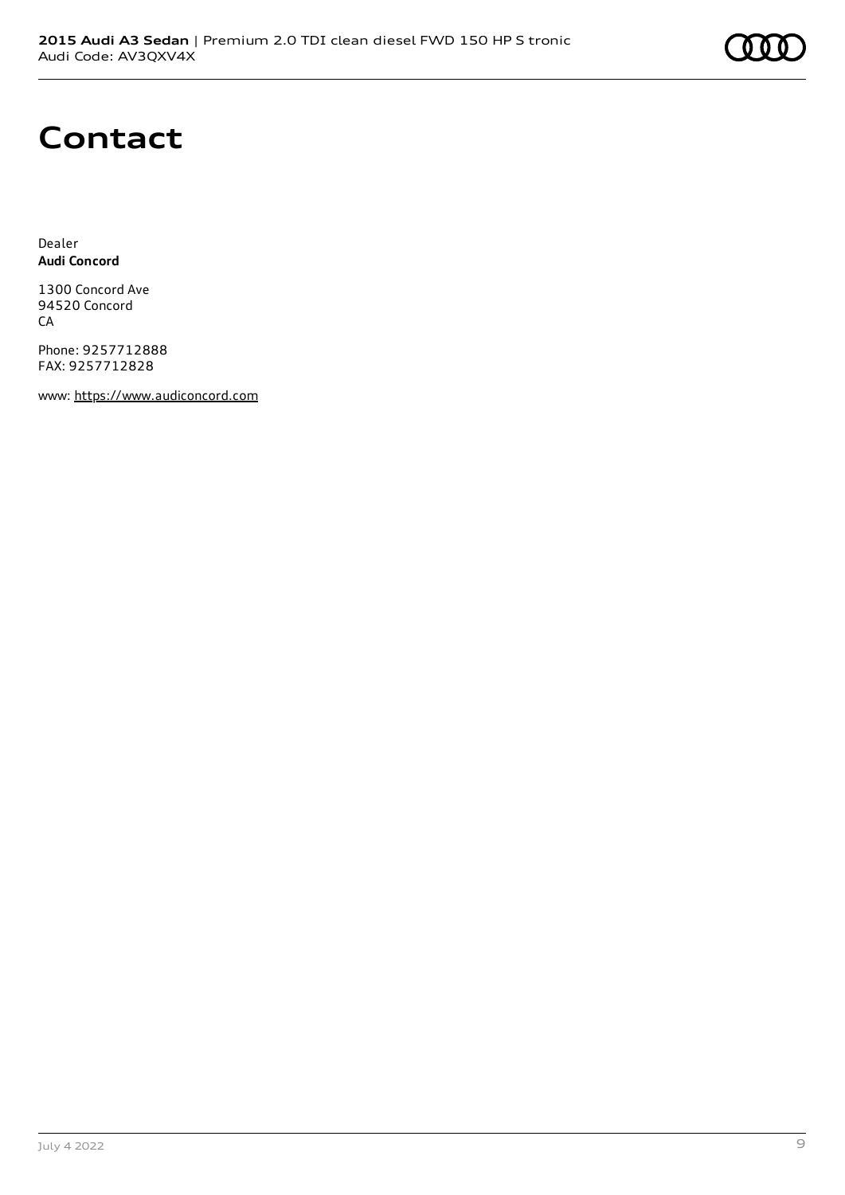# Contact

Dealer
**Audi Concord**

1300 Concord Ave
94520 Concord
CA

Phone: 9257712888
FAX: 9257712828

www: https://www.audiconcord.com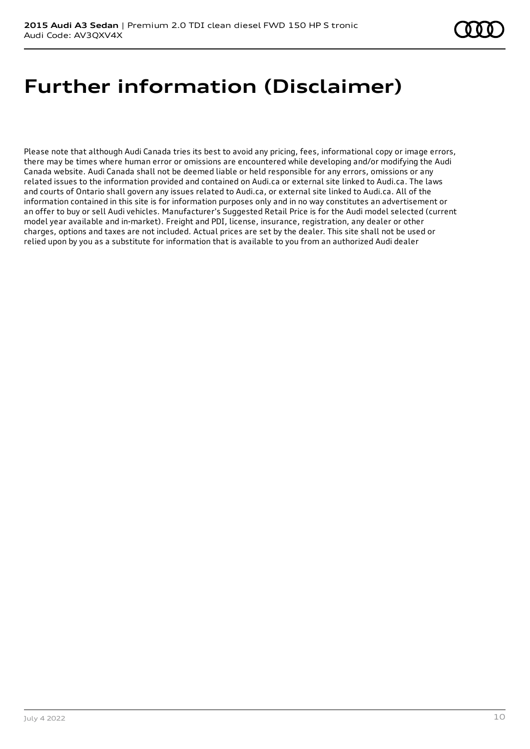# Further information (Disclaimer)

Please note that although Audi Canada tries its best to avoid any pricing, fees, informational copy or image errors, there may be times where human error or omissions are encountered while developing and/or modifying the Audi Canada website. Audi Canada shall not be deemed liable or held responsible for any errors, omissions or any related issues to the information provided and contained on Audi.ca or external site linked to Audi.ca. The laws and courts of Ontario shall govern any issues related to Audi.ca, or external site linked to Audi.ca. All of the information contained in this site is for information purposes only and in no way constitutes an advertisement or an offer to buy or sell Audi vehicles. Manufacturer's Suggested Retail Price is for the Audi model selected (current model year available and in-market). Freight and PDI, license, insurance, registration, any dealer or other charges, options and taxes are not included. Actual prices are set by the dealer. This site shall not be used or relied upon by you as a substitute for information that is available to you from an authorized Audi dealer